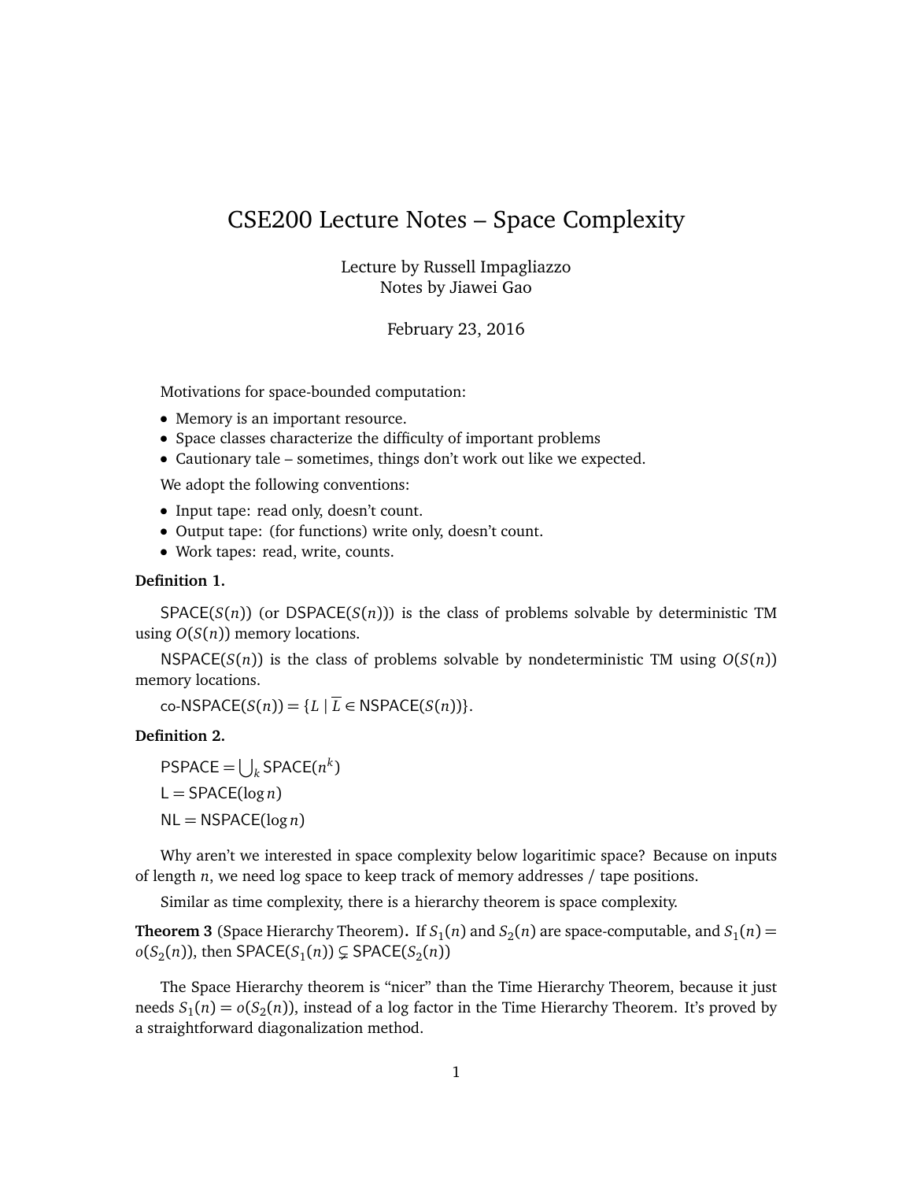# CSE200 Lecture Notes – Space Complexity

Lecture by Russell Impagliazzo
Notes by Jiawei Gao

February 23, 2016

Motivations for space-bounded computation:

- Memory is an important resource.
- Space classes characterize the difficulty of important problems
- Cautionary tale – sometimes, things don't work out like we expected.

We adopt the following conventions:

- Input tape: read only, doesn't count.
- Output tape: (for functions) write only, doesn't count.
- Work tapes: read, write, counts.

**Definition 1.**

$\mathsf{SPACE}(S(n))$ (or $\mathsf{DSPACE}(S(n))$) is the class of problems solvable by deterministic TM using $O(S(n))$ memory locations.

$\mathsf{NSPACE}(S(n))$ is the class of problems solvable by nondeterministic TM using $O(S(n))$ memory locations.

$\text{co-}\mathsf{NSPACE}(S(n)) = \{L \mid \overline{L} \in \mathsf{NSPACE}(S(n))\}$.

**Definition 2.**

$\mathsf{PSPACE} = \bigcup_k \mathsf{SPACE}(n^k)$

$\mathsf{L} = \mathsf{SPACE}(\log n)$

$\mathsf{NL} = \mathsf{NSPACE}(\log n)$

Why aren't we interested in space complexity below logaritimic space? Because on inputs of length $n$, we need log space to keep track of memory addresses / tape positions.

Similar as time complexity, there is a hierarchy theorem is space complexity.

**Theorem 3** (Space Hierarchy Theorem)**.** If $S_1(n)$ and $S_2(n)$ are space-computable, and $S_1(n) = o(S_2(n))$, then $\mathsf{SPACE}(S_1(n)) \subsetneq \mathsf{SPACE}(S_2(n))$

The Space Hierarchy theorem is "nicer" than the Time Hierarchy Theorem, because it just needs $S_1(n) = o(S_2(n))$, instead of a log factor in the Time Hierarchy Theorem. It's proved by a straightforward diagonalization method.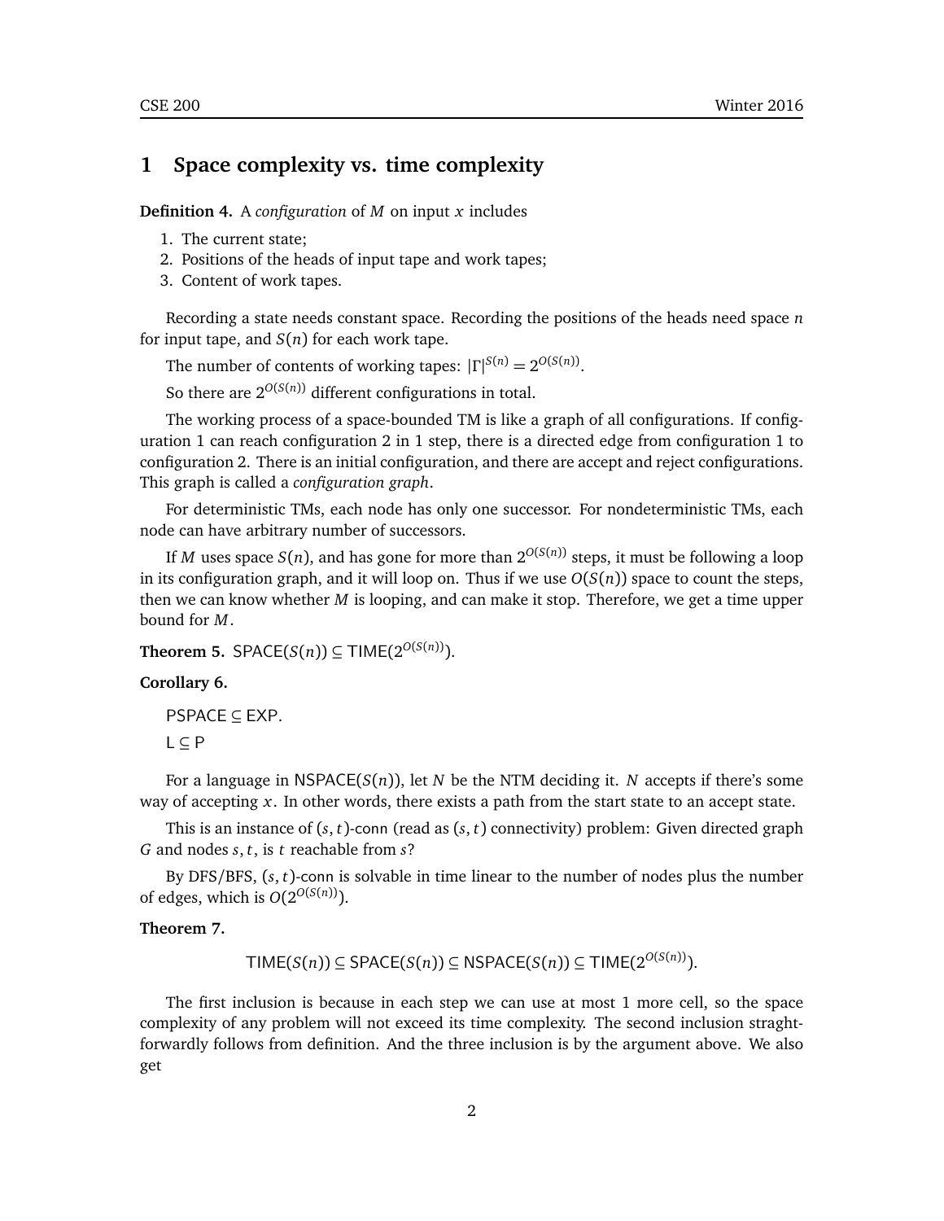# 1 Space complexity vs. time complexity

**Definition 4.** A *configuration* of $M$ on input $x$ includes

1. The current state;
2. Positions of the heads of input tape and work tapes;
3. Content of work tapes.

Recording a state needs constant space. Recording the positions of the heads need space $n$ for input tape, and $S(n)$ for each work tape.

The number of contents of working tapes: $|\Gamma|^{S(n)} = 2^{O(S(n))}$.

So there are $2^{O(S(n))}$ different configurations in total.

The working process of a space-bounded TM is like a graph of all configurations. If configuration 1 can reach configuration 2 in 1 step, there is a directed edge from configuration 1 to configuration 2. There is an initial configuration, and there are accept and reject configurations. This graph is called a *configuration graph*.

For deterministic TMs, each node has only one successor. For nondeterministic TMs, each node can have arbitrary number of successors.

If $M$ uses space $S(n)$, and has gone for more than $2^{O(S(n))}$ steps, it must be following a loop in its configuration graph, and it will loop on. Thus if we use $O(S(n))$ space to count the steps, then we can know whether $M$ is looping, and can make it stop. Therefore, we get a time upper bound for $M$.

**Theorem 5.** $\mathsf{SPACE}(S(n)) \subseteq \mathsf{TIME}(2^{O(S(n))})$.

**Corollary 6.**

$\mathsf{PSPACE} \subseteq \mathsf{EXP}$.

$\mathsf{L} \subseteq \mathsf{P}$

For a language in $\mathsf{NSPACE}(S(n))$, let $N$ be the NTM deciding it. $N$ accepts if there's some way of accepting $x$. In other words, there exists a path from the start state to an accept state.

This is an instance of $(s,t)$-conn (read as $(s,t)$ connectivity) problem: Given directed graph $G$ and nodes $s,t$, is $t$ reachable from $s$?

By DFS/BFS, $(s,t)$-conn is solvable in time linear to the number of nodes plus the number of edges, which is $O(2^{O(S(n))})$.

**Theorem 7.**

$$\mathsf{TIME}(S(n)) \subseteq \mathsf{SPACE}(S(n)) \subseteq \mathsf{NSPACE}(S(n)) \subseteq \mathsf{TIME}(2^{O(S(n))}).$$

The first inclusion is because in each step we can use at most 1 more cell, so the space complexity of any problem will not exceed its time complexity. The second inclusion straghtforwardly follows from definition. And the three inclusion is by the argument above. We also get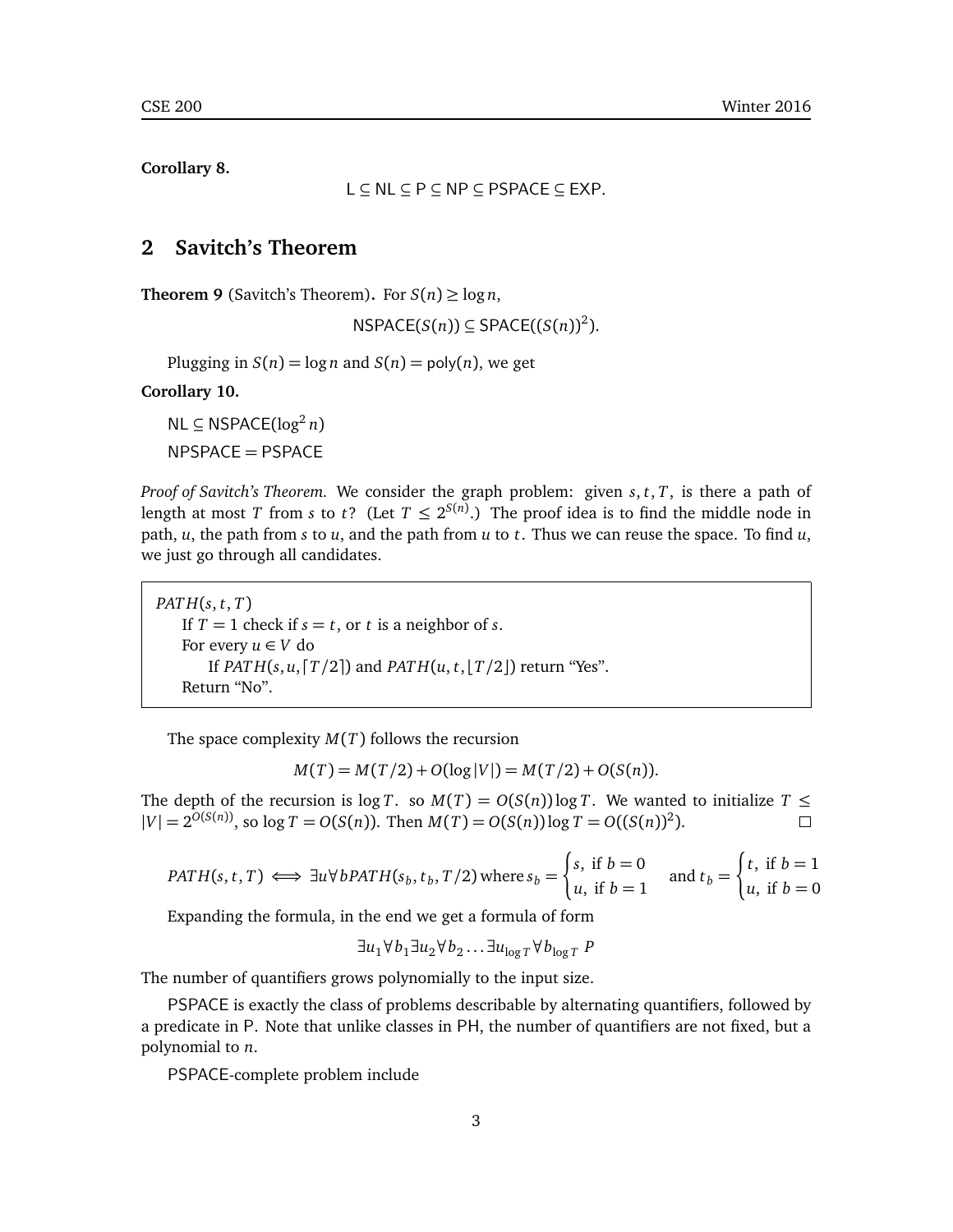**Corollary 8.**

$$\mathsf{L} \subseteq \mathsf{NL} \subseteq \mathsf{P} \subseteq \mathsf{NP} \subseteq \mathsf{PSPACE} \subseteq \mathsf{EXP}.$$

## 2 Savitch's Theorem

**Theorem 9** (Savitch's Theorem)**.** For $S(n) \geq \log n$,

$$\mathsf{NSPACE}(S(n)) \subseteq \mathsf{SPACE}((S(n))^2).$$

Plugging in $S(n) = \log n$ and $S(n) = \mathsf{poly}(n)$, we get

**Corollary 10.**

$\mathsf{NL} \subseteq \mathsf{NSPACE}(\log^2 n)$

$\mathsf{NPSPACE} = \mathsf{PSPACE}$

*Proof of Savitch's Theorem.* We consider the graph problem: given $s, t, T$, is there a path of length at most $T$ from $s$ to $t$? (Let $T \leq 2^{S(n)}$.) The proof idea is to find the middle node in path, $u$, the path from $s$ to $u$, and the path from $u$ to $t$. Thus we can reuse the space. To find $u$, we just go through all candidates.

```
PATH(s, t, T)
    If T = 1 check if s = t, or t is a neighbor of s.
    For every u ∈ V do
        If PATH(s, u, ⌈T/2⌉) and PATH(u, t, ⌊T/2⌋) return "Yes".
    Return "No".
```

The space complexity $M(T)$ follows the recursion

$$M(T) = M(T/2) + O(\log|V|) = M(T/2) + O(S(n)).$$

The depth of the recursion is $\log T$. so $M(T) = O(S(n))\log T$. We wanted to initialize $T \leq |V| = 2^{O(S(n))}$, so $\log T = O(S(n))$. Then $M(T) = O(S(n))\log T = O((S(n))^2)$. $\square$

$$PATH(s,t,T) \iff \exists u \forall b PATH(s_b, t_b, T/2) \text{ where } s_b = \begin{cases} s, & \text{if } b = 0 \\ u, & \text{if } b = 1 \end{cases} \quad \text{and } t_b = \begin{cases} t, & \text{if } b = 1 \\ u, & \text{if } b = 0 \end{cases}$$

Expanding the formula, in the end we get a formula of form

$$\exists u_1 \forall b_1 \exists u_2 \forall b_2 \ldots \exists u_{\log T} \forall b_{\log T}\ P$$

The number of quantifiers grows polynomially to the input size.

PSPACE is exactly the class of problems describable by alternating quantifiers, followed by a predicate in P. Note that unlike classes in PH, the number of quantifiers are not fixed, but a polynomial to $n$.

PSPACE-complete problem include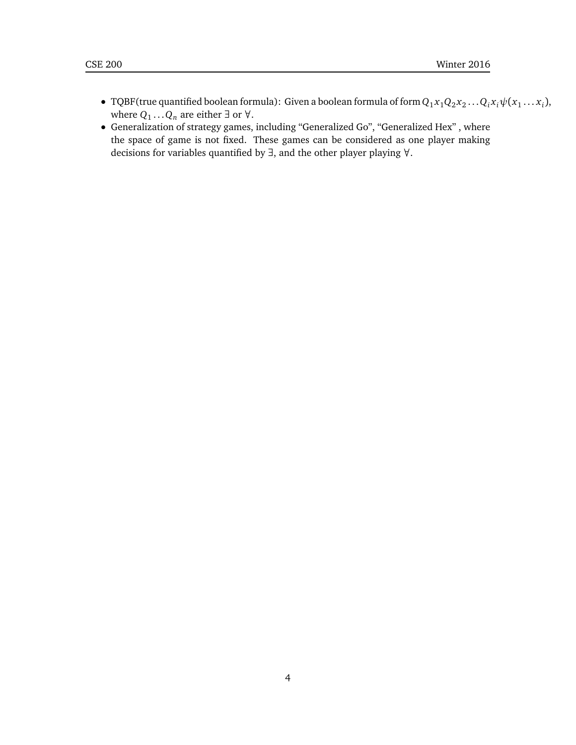- TQBF(true quantified boolean formula): Given a boolean formula of form $Q_1 x_1 Q_2 x_2 \ldots Q_i x_i \psi(x_1 \ldots x_i)$, where $Q_1 \ldots Q_n$ are either $\exists$ or $\forall$.
- Generalization of strategy games, including "Generalized Go", "Generalized Hex" , where the space of game is not fixed. These games can be considered as one player making decisions for variables quantified by $\exists$, and the other player playing $\forall$.